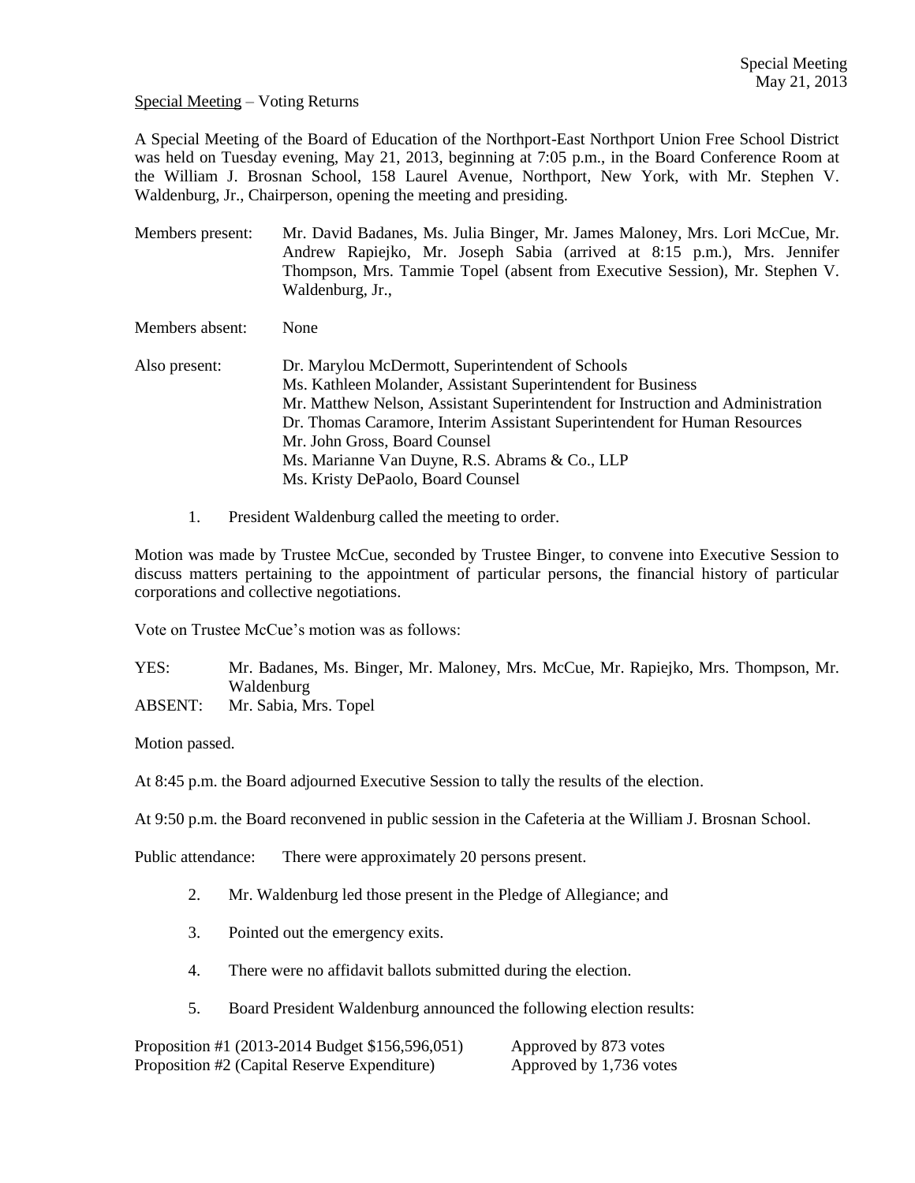Special Meeting
May 21, 2013

Special Meeting – Voting Returns

A Special Meeting of the Board of Education of the Northport-East Northport Union Free School District was held on Tuesday evening, May 21, 2013, beginning at 7:05 p.m., in the Board Conference Room at the William J. Brosnan School, 158 Laurel Avenue, Northport, New York, with Mr. Stephen V. Waldenburg, Jr., Chairperson, opening the meeting and presiding.

Members present: Mr. David Badanes, Ms. Julia Binger, Mr. James Maloney, Mrs. Lori McCue, Mr. Andrew Rapiejko, Mr. Joseph Sabia (arrived at 8:15 p.m.), Mrs. Jennifer Thompson, Mrs. Tammie Topel (absent from Executive Session), Mr. Stephen V. Waldenburg, Jr.,

Members absent: None

Also present: Dr. Marylou McDermott, Superintendent of Schools
Ms. Kathleen Molander, Assistant Superintendent for Business
Mr. Matthew Nelson, Assistant Superintendent for Instruction and Administration
Dr. Thomas Caramore, Interim Assistant Superintendent for Human Resources
Mr. John Gross, Board Counsel
Ms. Marianne Van Duyne, R.S. Abrams & Co., LLP
Ms. Kristy DePaolo, Board Counsel

1. President Waldenburg called the meeting to order.

Motion was made by Trustee McCue, seconded by Trustee Binger, to convene into Executive Session to discuss matters pertaining to the appointment of particular persons, the financial history of particular corporations and collective negotiations.

Vote on Trustee McCue's motion was as follows:

YES: Mr. Badanes, Ms. Binger, Mr. Maloney, Mrs. McCue, Mr. Rapiejko, Mrs. Thompson, Mr. Waldenburg
ABSENT: Mr. Sabia, Mrs. Topel

Motion passed.

At 8:45 p.m. the Board adjourned Executive Session to tally the results of the election.

At 9:50 p.m. the Board reconvened in public session in the Cafeteria at the William J. Brosnan School.

Public attendance: There were approximately 20 persons present.

2. Mr. Waldenburg led those present in the Pledge of Allegiance; and

3. Pointed out the emergency exits.

4. There were no affidavit ballots submitted during the election.

5. Board President Waldenburg announced the following election results:

Proposition #1 (2013-2014 Budget $156,596,051) Approved by 873 votes
Proposition #2 (Capital Reserve Expenditure) Approved by 1,736 votes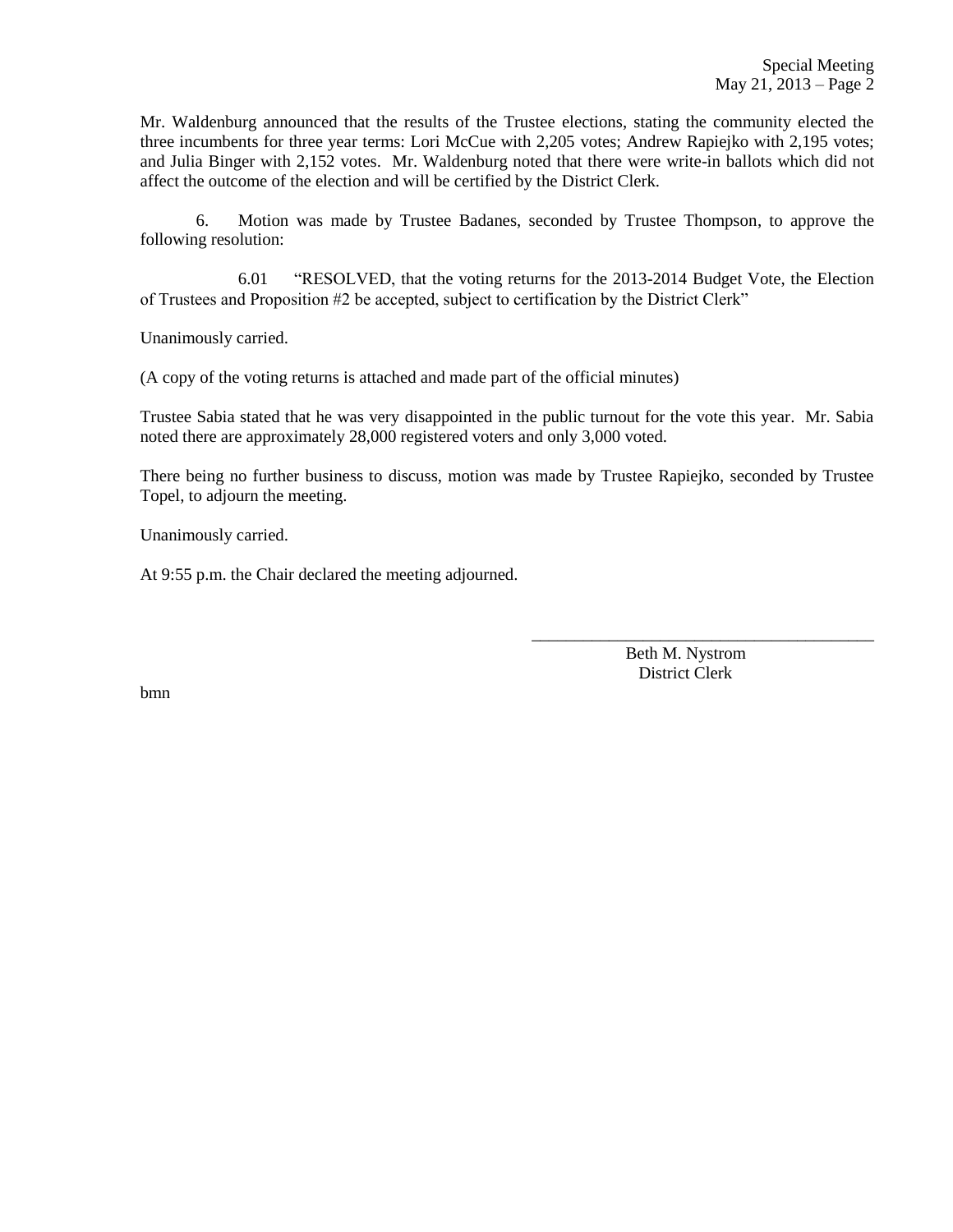Mr. Waldenburg announced that the results of the Trustee elections, stating the community elected the three incumbents for three year terms: Lori McCue with 2,205 votes; Andrew Rapiejko with 2,195 votes; and Julia Binger with 2,152 votes. Mr. Waldenburg noted that there were write-in ballots which did not affect the outcome of the election and will be certified by the District Clerk.

6. Motion was made by Trustee Badanes, seconded by Trustee Thompson, to approve the following resolution:

6.01 "RESOLVED, that the voting returns for the 2013-2014 Budget Vote, the Election of Trustees and Proposition #2 be accepted, subject to certification by the District Clerk"

Unanimously carried.

(A copy of the voting returns is attached and made part of the official minutes)

Trustee Sabia stated that he was very disappointed in the public turnout for the vote this year. Mr. Sabia noted there are approximately 28,000 registered voters and only 3,000 voted.

There being no further business to discuss, motion was made by Trustee Rapiejko, seconded by Trustee Topel, to adjourn the meeting.

Unanimously carried.

At 9:55 p.m. the Chair declared the meeting adjourned.

\_\_\_\_\_\_\_\_\_\_\_\_\_\_\_\_\_\_\_\_\_\_\_\_\_\_\_\_\_\_\_\_\_\_\_\_\_\_\_\_

Beth M. Nystrom
District Clerk

bmn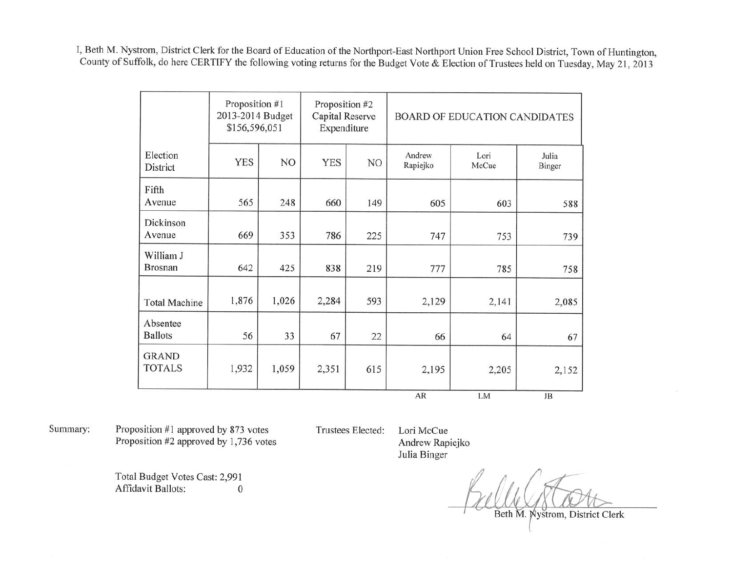I, Beth M. Nystrom, District Clerk for the Board of Education of the Northport-East Northport Union Free School District, Town of Huntington, County of Suffolk, do here CERTIFY the following voting returns for the Budget Vote & Election of Trustees held on Tuesday, May 21, 2013

| | Proposition #1 2013-2014 Budget $156,596,051 | | Proposition #2 Capital Reserve Expenditure | | BOARD OF EDUCATION CANDIDATES | | |
|---|---|---|---|---|---|---|---|
| Election District | YES | NO | YES | NO | Andrew Rapiejko | Lori McCue | Julia Binger |
| Fifth Avenue | 565 | 248 | 660 | 149 | 605 | 603 | 588 |
| Dickinson Avenue | 669 | 353 | 786 | 225 | 747 | 753 | 739 |
| William J Brosnan | 642 | 425 | 838 | 219 | 777 | 785 | 758 |
| Total Machine | 1,876 | 1,026 | 2,284 | 593 | 2,129 | 2,141 | 2,085 |
| Absentee Ballots | 56 | 33 | 67 | 22 | 66 | 64 | 67 |
| GRAND TOTALS | 1,932 | 1,059 | 2,351 | 615 | 2,195 | 2,205 | 2,152 |
| | | | | | AR | LM | JB |

Summary:

Proposition #1 approved by 873 votes
Proposition #2 approved by 1,736 votes

Total Budget Votes Cast: 2,991
Affidavit Ballots: 0

Trustees Elected:

Lori McCue
Andrew Rapiejko
Julia Binger

Beth M. Nystrom, District Clerk